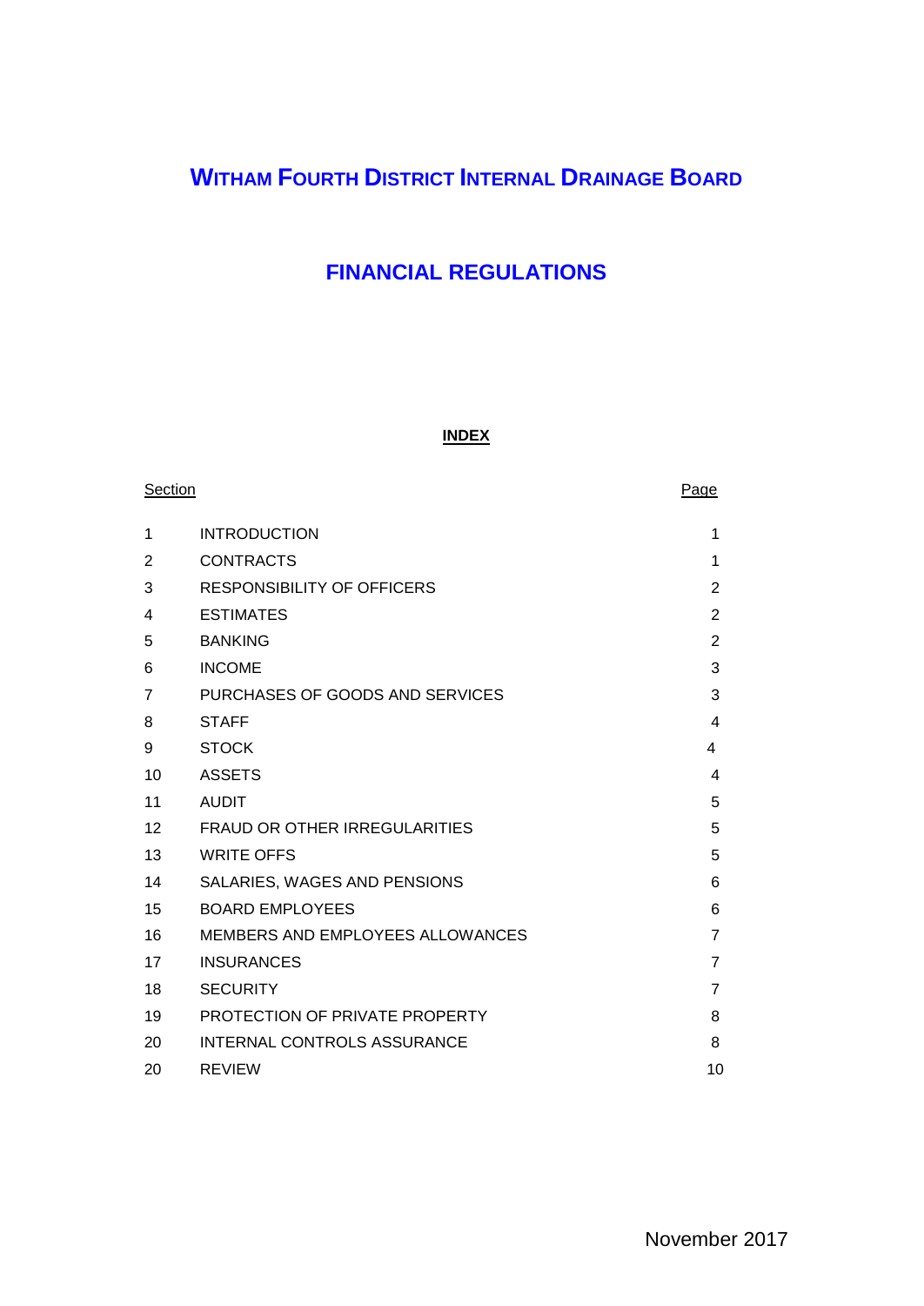# WITHAM FOURTH DISTRICT INTERNAL DRAINAGE BOARD

## FINANCIAL REGULATIONS

### INDEX

| Section | | Page |
|---|---|---|
| 1 | INTRODUCTION | 1 |
| 2 | CONTRACTS | 1 |
| 3 | RESPONSIBILITY OF OFFICERS | 2 |
| 4 | ESTIMATES | 2 |
| 5 | BANKING | 2 |
| 6 | INCOME | 3 |
| 7 | PURCHASES OF GOODS AND SERVICES | 3 |
| 8 | STAFF | 4 |
| 9 | STOCK | 4 |
| 10 | ASSETS | 4 |
| 11 | AUDIT | 5 |
| 12 | FRAUD OR OTHER IRREGULARITIES | 5 |
| 13 | WRITE OFFS | 5 |
| 14 | SALARIES, WAGES AND PENSIONS | 6 |
| 15 | BOARD EMPLOYEES | 6 |
| 16 | MEMBERS AND EMPLOYEES ALLOWANCES | 7 |
| 17 | INSURANCES | 7 |
| 18 | SECURITY | 7 |
| 19 | PROTECTION OF PRIVATE PROPERTY | 8 |
| 20 | INTERNAL CONTROLS ASSURANCE | 8 |
| 20 | REVIEW | 10 |

November 2017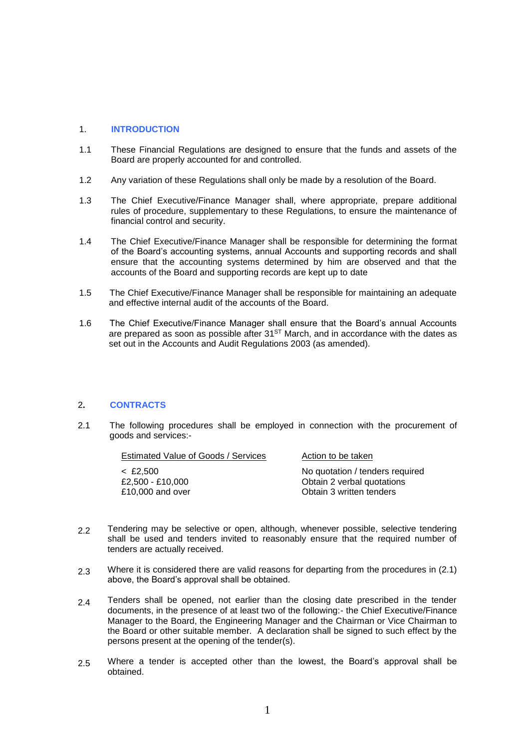## 1. INTRODUCTION

1.1 These Financial Regulations are designed to ensure that the funds and assets of the Board are properly accounted for and controlled.

1.2 Any variation of these Regulations shall only be made by a resolution of the Board.

1.3 The Chief Executive/Finance Manager shall, where appropriate, prepare additional rules of procedure, supplementary to these Regulations, to ensure the maintenance of financial control and security.

1.4 The Chief Executive/Finance Manager shall be responsible for determining the format of the Board's accounting systems, annual Accounts and supporting records and shall ensure that the accounting systems determined by him are observed and that the accounts of the Board and supporting records are kept up to date

1.5 The Chief Executive/Finance Manager shall be responsible for maintaining an adequate and effective internal audit of the accounts of the Board.

1.6 The Chief Executive/Finance Manager shall ensure that the Board's annual Accounts are prepared as soon as possible after 31ST March, and in accordance with the dates as set out in the Accounts and Audit Regulations 2003 (as amended).

## 2. CONTRACTS

2.1 The following procedures shall be employed in connection with the procurement of goods and services:-

| Estimated Value of Goods / Services | Action to be taken |
|---|---|
| < £2,500 | No quotation / tenders required |
| £2,500 - £10,000 | Obtain 2 verbal quotations |
| £10,000 and over | Obtain 3 written tenders |

2.2 Tendering may be selective or open, although, whenever possible, selective tendering shall be used and tenders invited to reasonably ensure that the required number of tenders are actually received.

2.3 Where it is considered there are valid reasons for departing from the procedures in (2.1) above, the Board's approval shall be obtained.

2.4 Tenders shall be opened, not earlier than the closing date prescribed in the tender documents, in the presence of at least two of the following:- the Chief Executive/Finance Manager to the Board, the Engineering Manager and the Chairman or Vice Chairman to the Board or other suitable member. A declaration shall be signed to such effect by the persons present at the opening of the tender(s).

2.5 Where a tender is accepted other than the lowest, the Board's approval shall be obtained.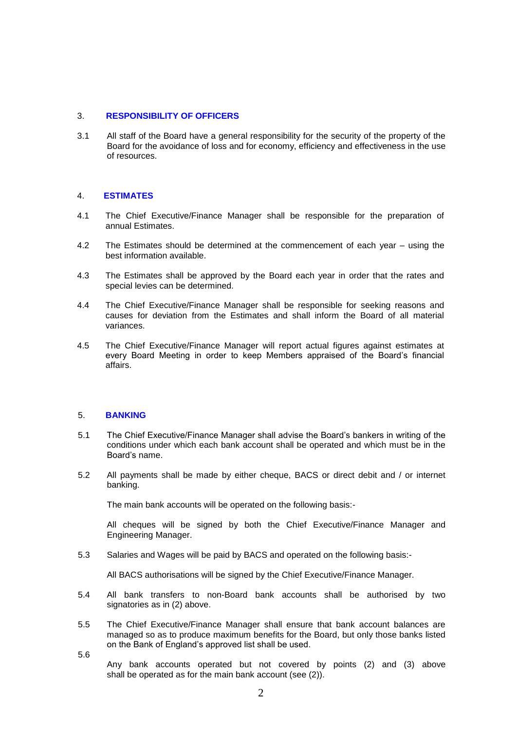## 3. RESPONSIBILITY OF OFFICERS

3.1 All staff of the Board have a general responsibility for the security of the property of the Board for the avoidance of loss and for economy, efficiency and effectiveness in the use of resources.

## 4. ESTIMATES

4.1 The Chief Executive/Finance Manager shall be responsible for the preparation of annual Estimates.

4.2 The Estimates should be determined at the commencement of each year – using the best information available.

4.3 The Estimates shall be approved by the Board each year in order that the rates and special levies can be determined.

4.4 The Chief Executive/Finance Manager shall be responsible for seeking reasons and causes for deviation from the Estimates and shall inform the Board of all material variances.

4.5 The Chief Executive/Finance Manager will report actual figures against estimates at every Board Meeting in order to keep Members appraised of the Board's financial affairs.

## 5. BANKING

5.1 The Chief Executive/Finance Manager shall advise the Board's bankers in writing of the conditions under which each bank account shall be operated and which must be in the Board's name.

5.2 All payments shall be made by either cheque, BACS or direct debit and / or internet banking.

The main bank accounts will be operated on the following basis:-

All cheques will be signed by both the Chief Executive/Finance Manager and Engineering Manager.

5.3 Salaries and Wages will be paid by BACS and operated on the following basis:-

All BACS authorisations will be signed by the Chief Executive/Finance Manager.

5.4 All bank transfers to non-Board bank accounts shall be authorised by two signatories as in (2) above.

5.5 The Chief Executive/Finance Manager shall ensure that bank account balances are managed so as to produce maximum benefits for the Board, but only those banks listed on the Bank of England's approved list shall be used.

5.6 Any bank accounts operated but not covered by points (2) and (3) above shall be operated as for the main bank account (see (2)).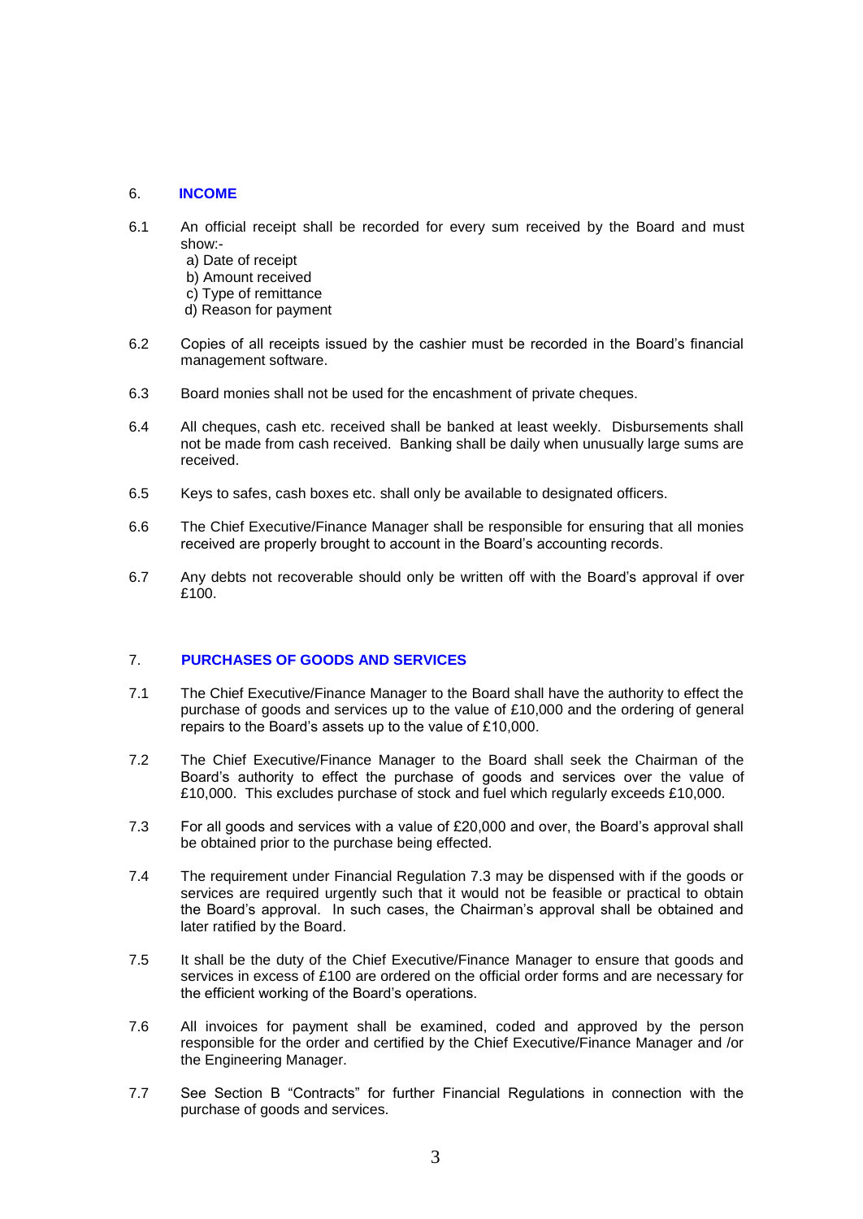## 6. INCOME

6.1 An official receipt shall be recorded for every sum received by the Board and must show:-

a) Date of receipt
b) Amount received
c) Type of remittance
d) Reason for payment

6.2 Copies of all receipts issued by the cashier must be recorded in the Board's financial management software.

6.3 Board monies shall not be used for the encashment of private cheques.

6.4 All cheques, cash etc. received shall be banked at least weekly. Disbursements shall not be made from cash received. Banking shall be daily when unusually large sums are received.

6.5 Keys to safes, cash boxes etc. shall only be available to designated officers.

6.6 The Chief Executive/Finance Manager shall be responsible for ensuring that all monies received are properly brought to account in the Board's accounting records.

6.7 Any debts not recoverable should only be written off with the Board's approval if over £100.

## 7. PURCHASES OF GOODS AND SERVICES

7.1 The Chief Executive/Finance Manager to the Board shall have the authority to effect the purchase of goods and services up to the value of £10,000 and the ordering of general repairs to the Board's assets up to the value of £10,000.

7.2 The Chief Executive/Finance Manager to the Board shall seek the Chairman of the Board's authority to effect the purchase of goods and services over the value of £10,000. This excludes purchase of stock and fuel which regularly exceeds £10,000.

7.3 For all goods and services with a value of £20,000 and over, the Board's approval shall be obtained prior to the purchase being effected.

7.4 The requirement under Financial Regulation 7.3 may be dispensed with if the goods or services are required urgently such that it would not be feasible or practical to obtain the Board's approval. In such cases, the Chairman's approval shall be obtained and later ratified by the Board.

7.5 It shall be the duty of the Chief Executive/Finance Manager to ensure that goods and services in excess of £100 are ordered on the official order forms and are necessary for the efficient working of the Board's operations.

7.6 All invoices for payment shall be examined, coded and approved by the person responsible for the order and certified by the Chief Executive/Finance Manager and /or the Engineering Manager.

7.7 See Section B "Contracts" for further Financial Regulations in connection with the purchase of goods and services.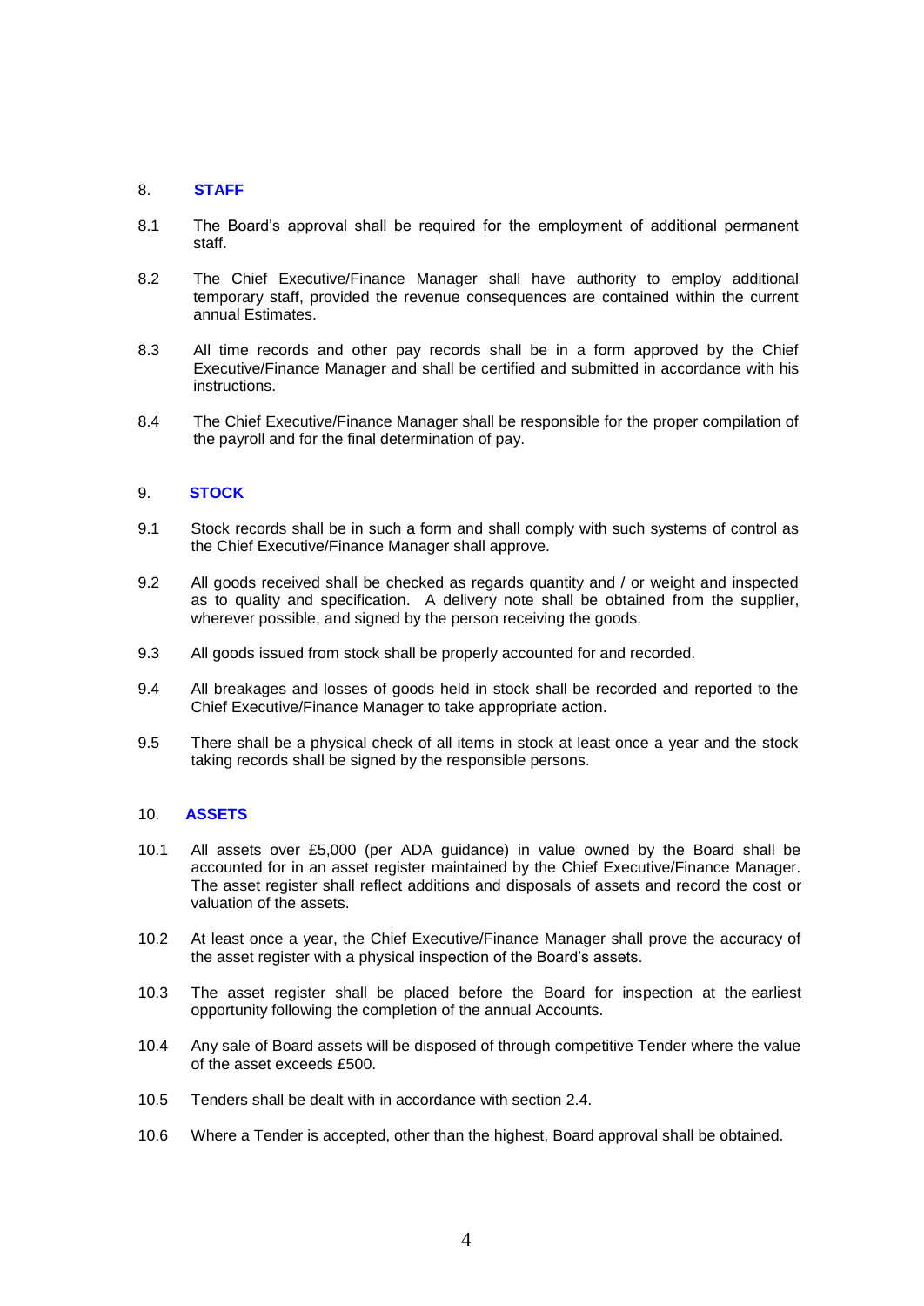## 8. STAFF

8.1 The Board's approval shall be required for the employment of additional permanent staff.

8.2 The Chief Executive/Finance Manager shall have authority to employ additional temporary staff, provided the revenue consequences are contained within the current annual Estimates.

8.3 All time records and other pay records shall be in a form approved by the Chief Executive/Finance Manager and shall be certified and submitted in accordance with his instructions.

8.4 The Chief Executive/Finance Manager shall be responsible for the proper compilation of the payroll and for the final determination of pay.

## 9. STOCK

9.1 Stock records shall be in such a form and shall comply with such systems of control as the Chief Executive/Finance Manager shall approve.

9.2 All goods received shall be checked as regards quantity and / or weight and inspected as to quality and specification. A delivery note shall be obtained from the supplier, wherever possible, and signed by the person receiving the goods.

9.3 All goods issued from stock shall be properly accounted for and recorded.

9.4 All breakages and losses of goods held in stock shall be recorded and reported to the Chief Executive/Finance Manager to take appropriate action.

9.5 There shall be a physical check of all items in stock at least once a year and the stock taking records shall be signed by the responsible persons.

## 10. ASSETS

10.1 All assets over £5,000 (per ADA guidance) in value owned by the Board shall be accounted for in an asset register maintained by the Chief Executive/Finance Manager. The asset register shall reflect additions and disposals of assets and record the cost or valuation of the assets.

10.2 At least once a year, the Chief Executive/Finance Manager shall prove the accuracy of the asset register with a physical inspection of the Board's assets.

10.3 The asset register shall be placed before the Board for inspection at the earliest opportunity following the completion of the annual Accounts.

10.4 Any sale of Board assets will be disposed of through competitive Tender where the value of the asset exceeds £500.

10.5 Tenders shall be dealt with in accordance with section 2.4.

10.6 Where a Tender is accepted, other than the highest, Board approval shall be obtained.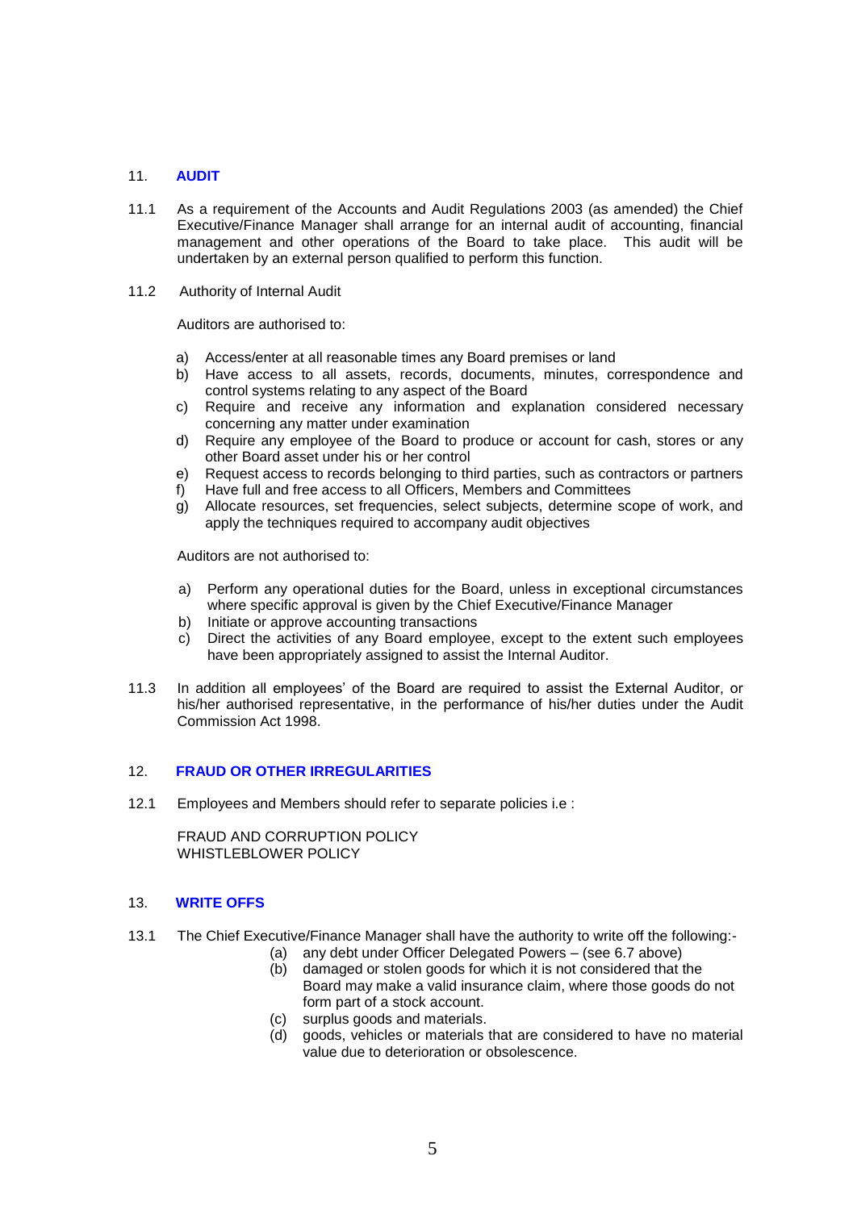## 11. AUDIT

11.1 As a requirement of the Accounts and Audit Regulations 2003 (as amended) the Chief Executive/Finance Manager shall arrange for an internal audit of accounting, financial management and other operations of the Board to take place. This audit will be undertaken by an external person qualified to perform this function.

11.2 Authority of Internal Audit

Auditors are authorised to:

a) Access/enter at all reasonable times any Board premises or land
b) Have access to all assets, records, documents, minutes, correspondence and control systems relating to any aspect of the Board
c) Require and receive any information and explanation considered necessary concerning any matter under examination
d) Require any employee of the Board to produce or account for cash, stores or any other Board asset under his or her control
e) Request access to records belonging to third parties, such as contractors or partners
f) Have full and free access to all Officers, Members and Committees
g) Allocate resources, set frequencies, select subjects, determine scope of work, and apply the techniques required to accompany audit objectives

Auditors are not authorised to:

a) Perform any operational duties for the Board, unless in exceptional circumstances where specific approval is given by the Chief Executive/Finance Manager
b) Initiate or approve accounting transactions
c) Direct the activities of any Board employee, except to the extent such employees have been appropriately assigned to assist the Internal Auditor.

11.3 In addition all employees' of the Board are required to assist the External Auditor, or his/her authorised representative, in the performance of his/her duties under the Audit Commission Act 1998.

## 12. FRAUD OR OTHER IRREGULARITIES

12.1 Employees and Members should refer to separate policies i.e :

FRAUD AND CORRUPTION POLICY
WHISTLEBLOWER POLICY

## 13. WRITE OFFS

13.1 The Chief Executive/Finance Manager shall have the authority to write off the following:-

(a) any debt under Officer Delegated Powers – (see 6.7 above)
(b) damaged or stolen goods for which it is not considered that the Board may make a valid insurance claim, where those goods do not form part of a stock account.
(c) surplus goods and materials.
(d) goods, vehicles or materials that are considered to have no material value due to deterioration or obsolescence.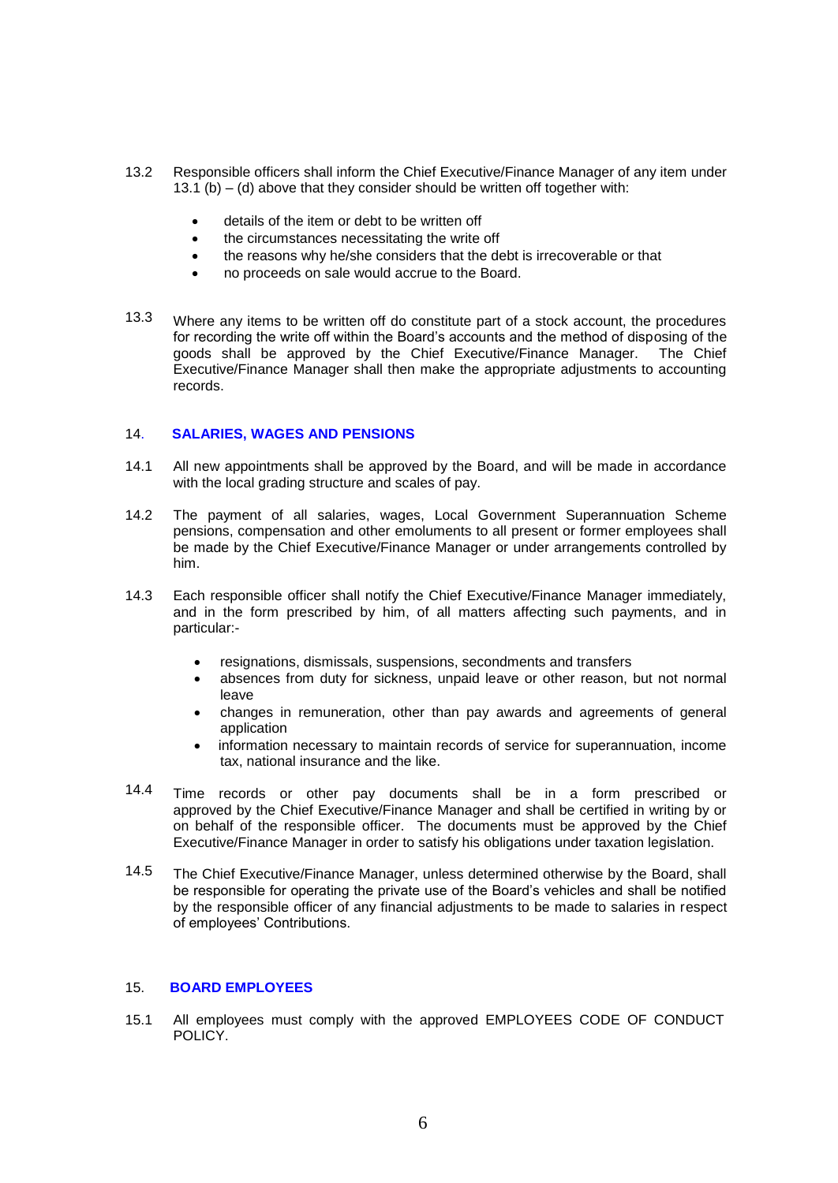13.2 Responsible officers shall inform the Chief Executive/Finance Manager of any item under 13.1 (b) – (d) above that they consider should be written off together with:

- details of the item or debt to be written off
- the circumstances necessitating the write off
- the reasons why he/she considers that the debt is irrecoverable or that
- no proceeds on sale would accrue to the Board.

13.3 Where any items to be written off do constitute part of a stock account, the procedures for recording the write off within the Board's accounts and the method of disposing of the goods shall be approved by the Chief Executive/Finance Manager. The Chief Executive/Finance Manager shall then make the appropriate adjustments to accounting records.

## 14. SALARIES, WAGES AND PENSIONS

14.1 All new appointments shall be approved by the Board, and will be made in accordance with the local grading structure and scales of pay.

14.2 The payment of all salaries, wages, Local Government Superannuation Scheme pensions, compensation and other emoluments to all present or former employees shall be made by the Chief Executive/Finance Manager or under arrangements controlled by him.

14.3 Each responsible officer shall notify the Chief Executive/Finance Manager immediately, and in the form prescribed by him, of all matters affecting such payments, and in particular:-

- resignations, dismissals, suspensions, secondments and transfers
- absences from duty for sickness, unpaid leave or other reason, but not normal leave
- changes in remuneration, other than pay awards and agreements of general application
- information necessary to maintain records of service for superannuation, income tax, national insurance and the like.

14.4 Time records or other pay documents shall be in a form prescribed or approved by the Chief Executive/Finance Manager and shall be certified in writing by or on behalf of the responsible officer. The documents must be approved by the Chief Executive/Finance Manager in order to satisfy his obligations under taxation legislation.

14.5 The Chief Executive/Finance Manager, unless determined otherwise by the Board, shall be responsible for operating the private use of the Board's vehicles and shall be notified by the responsible officer of any financial adjustments to be made to salaries in respect of employees' Contributions.

## 15. BOARD EMPLOYEES

15.1 All employees must comply with the approved EMPLOYEES CODE OF CONDUCT POLICY.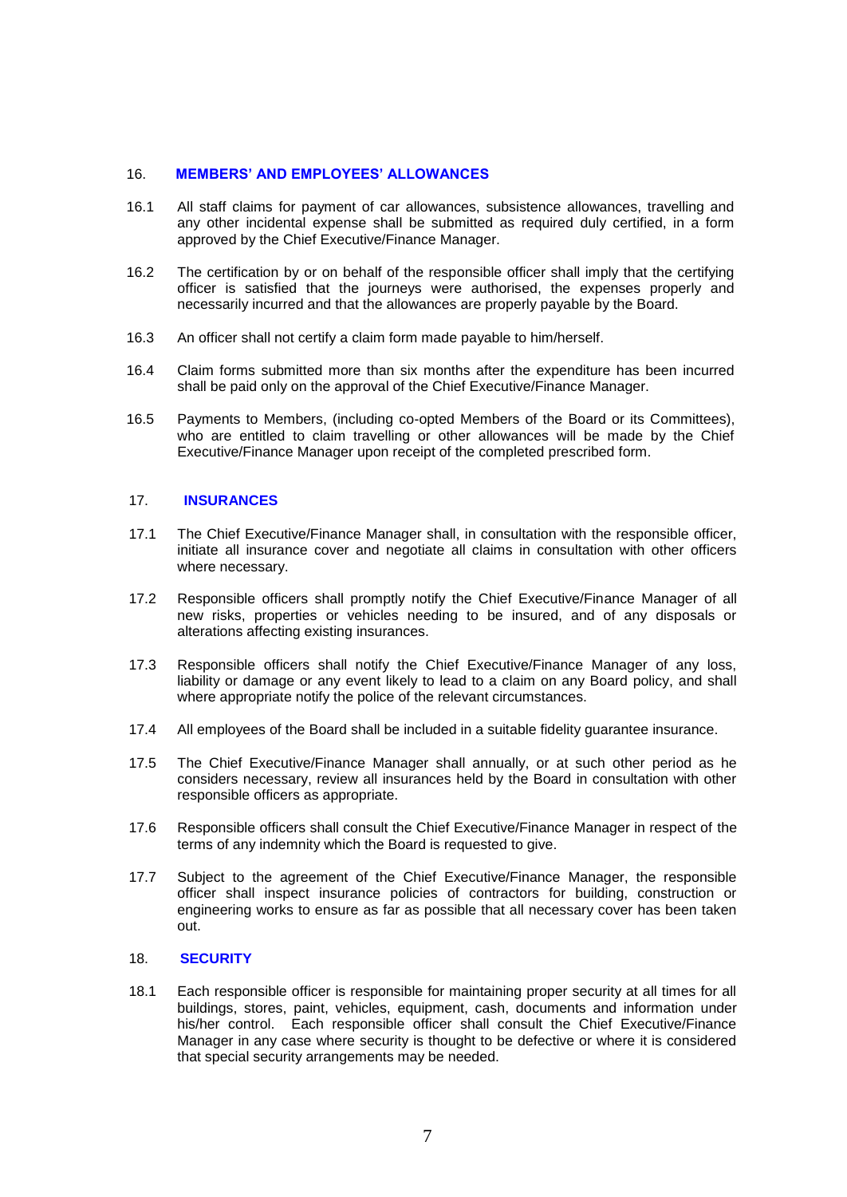## 16. MEMBERS' AND EMPLOYEES' ALLOWANCES

16.1 All staff claims for payment of car allowances, subsistence allowances, travelling and any other incidental expense shall be submitted as required duly certified, in a form approved by the Chief Executive/Finance Manager.

16.2 The certification by or on behalf of the responsible officer shall imply that the certifying officer is satisfied that the journeys were authorised, the expenses properly and necessarily incurred and that the allowances are properly payable by the Board.

16.3 An officer shall not certify a claim form made payable to him/herself.

16.4 Claim forms submitted more than six months after the expenditure has been incurred shall be paid only on the approval of the Chief Executive/Finance Manager.

16.5 Payments to Members, (including co-opted Members of the Board or its Committees), who are entitled to claim travelling or other allowances will be made by the Chief Executive/Finance Manager upon receipt of the completed prescribed form.

## 17. INSURANCES

17.1 The Chief Executive/Finance Manager shall, in consultation with the responsible officer, initiate all insurance cover and negotiate all claims in consultation with other officers where necessary.

17.2 Responsible officers shall promptly notify the Chief Executive/Finance Manager of all new risks, properties or vehicles needing to be insured, and of any disposals or alterations affecting existing insurances.

17.3 Responsible officers shall notify the Chief Executive/Finance Manager of any loss, liability or damage or any event likely to lead to a claim on any Board policy, and shall where appropriate notify the police of the relevant circumstances.

17.4 All employees of the Board shall be included in a suitable fidelity guarantee insurance.

17.5 The Chief Executive/Finance Manager shall annually, or at such other period as he considers necessary, review all insurances held by the Board in consultation with other responsible officers as appropriate.

17.6 Responsible officers shall consult the Chief Executive/Finance Manager in respect of the terms of any indemnity which the Board is requested to give.

17.7 Subject to the agreement of the Chief Executive/Finance Manager, the responsible officer shall inspect insurance policies of contractors for building, construction or engineering works to ensure as far as possible that all necessary cover has been taken out.

## 18. SECURITY

18.1 Each responsible officer is responsible for maintaining proper security at all times for all buildings, stores, paint, vehicles, equipment, cash, documents and information under his/her control. Each responsible officer shall consult the Chief Executive/Finance Manager in any case where security is thought to be defective or where it is considered that special security arrangements may be needed.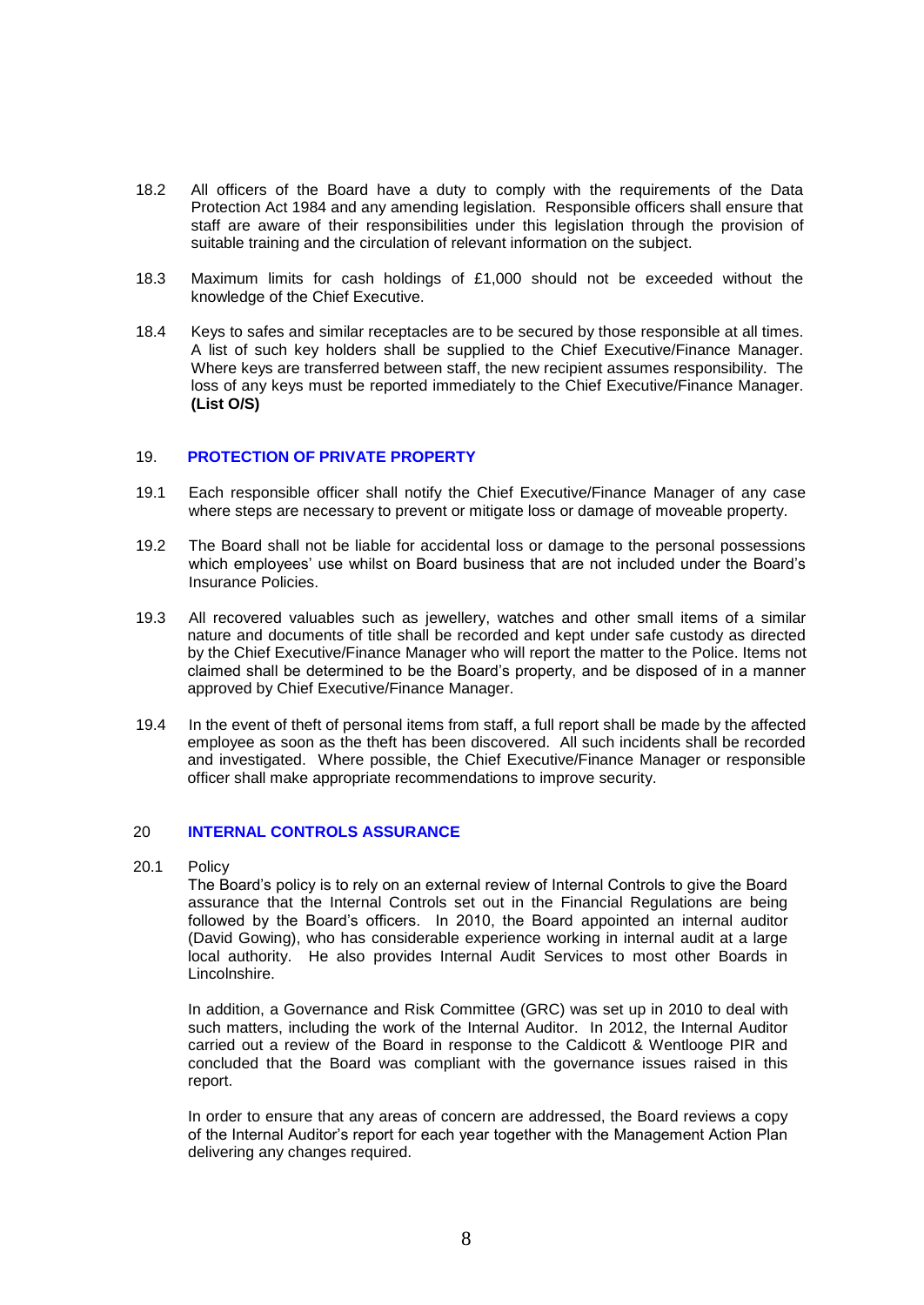18.2 All officers of the Board have a duty to comply with the requirements of the Data Protection Act 1984 and any amending legislation. Responsible officers shall ensure that staff are aware of their responsibilities under this legislation through the provision of suitable training and the circulation of relevant information on the subject.

18.3 Maximum limits for cash holdings of £1,000 should not be exceeded without the knowledge of the Chief Executive.

18.4 Keys to safes and similar receptacles are to be secured by those responsible at all times. A list of such key holders shall be supplied to the Chief Executive/Finance Manager. Where keys are transferred between staff, the new recipient assumes responsibility. The loss of any keys must be reported immediately to the Chief Executive/Finance Manager. **(List O/S)**

## 19. PROTECTION OF PRIVATE PROPERTY

19.1 Each responsible officer shall notify the Chief Executive/Finance Manager of any case where steps are necessary to prevent or mitigate loss or damage of moveable property.

19.2 The Board shall not be liable for accidental loss or damage to the personal possessions which employees' use whilst on Board business that are not included under the Board's Insurance Policies.

19.3 All recovered valuables such as jewellery, watches and other small items of a similar nature and documents of title shall be recorded and kept under safe custody as directed by the Chief Executive/Finance Manager who will report the matter to the Police. Items not claimed shall be determined to be the Board's property, and be disposed of in a manner approved by Chief Executive/Finance Manager.

19.4 In the event of theft of personal items from staff, a full report shall be made by the affected employee as soon as the theft has been discovered. All such incidents shall be recorded and investigated. Where possible, the Chief Executive/Finance Manager or responsible officer shall make appropriate recommendations to improve security.

## 20 INTERNAL CONTROLS ASSURANCE

20.1 Policy

The Board's policy is to rely on an external review of Internal Controls to give the Board assurance that the Internal Controls set out in the Financial Regulations are being followed by the Board's officers. In 2010, the Board appointed an internal auditor (David Gowing), who has considerable experience working in internal audit at a large local authority. He also provides Internal Audit Services to most other Boards in Lincolnshire.

In addition, a Governance and Risk Committee (GRC) was set up in 2010 to deal with such matters, including the work of the Internal Auditor. In 2012, the Internal Auditor carried out a review of the Board in response to the Caldicott & Wentlooge PIR and concluded that the Board was compliant with the governance issues raised in this report.

In order to ensure that any areas of concern are addressed, the Board reviews a copy of the Internal Auditor's report for each year together with the Management Action Plan delivering any changes required.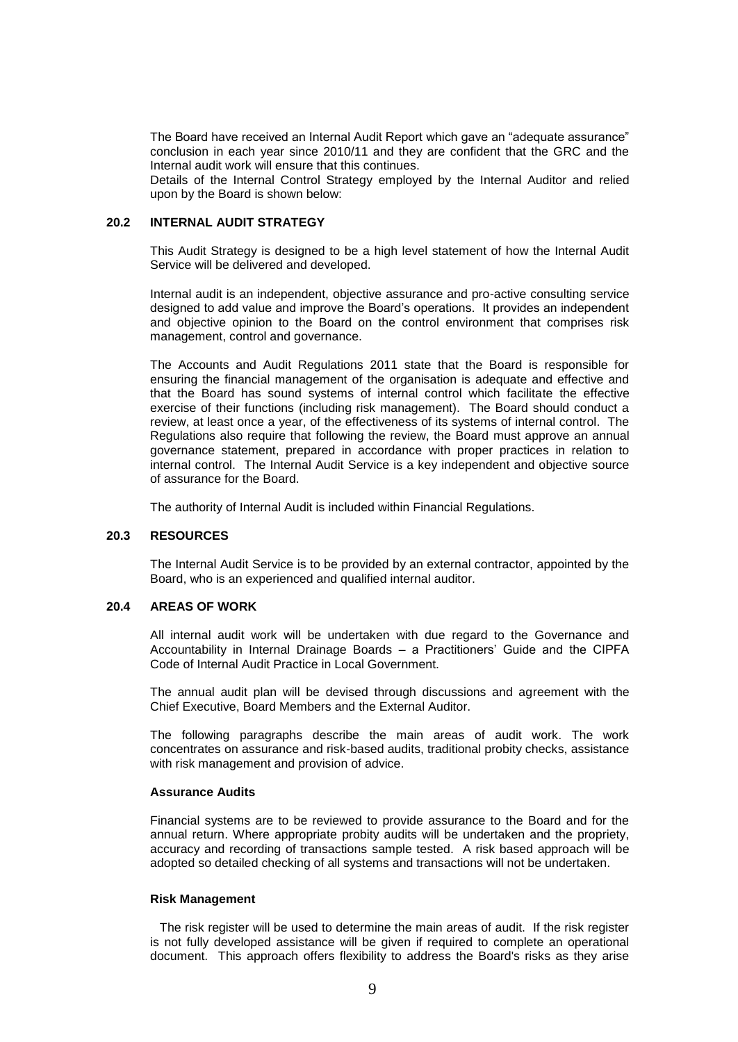The Board have received an Internal Audit Report which gave an "adequate assurance" conclusion in each year since 2010/11 and they are confident that the GRC and the Internal audit work will ensure that this continues.
Details of the Internal Control Strategy employed by the Internal Auditor and relied upon by the Board is shown below:

## 20.2 INTERNAL AUDIT STRATEGY

This Audit Strategy is designed to be a high level statement of how the Internal Audit Service will be delivered and developed.

Internal audit is an independent, objective assurance and pro-active consulting service designed to add value and improve the Board's operations. It provides an independent and objective opinion to the Board on the control environment that comprises risk management, control and governance.

The Accounts and Audit Regulations 2011 state that the Board is responsible for ensuring the financial management of the organisation is adequate and effective and that the Board has sound systems of internal control which facilitate the effective exercise of their functions (including risk management). The Board should conduct a review, at least once a year, of the effectiveness of its systems of internal control. The Regulations also require that following the review, the Board must approve an annual governance statement, prepared in accordance with proper practices in relation to internal control. The Internal Audit Service is a key independent and objective source of assurance for the Board.

The authority of Internal Audit is included within Financial Regulations.

## 20.3 RESOURCES

The Internal Audit Service is to be provided by an external contractor, appointed by the Board, who is an experienced and qualified internal auditor.

## 20.4 AREAS OF WORK

All internal audit work will be undertaken with due regard to the Governance and Accountability in Internal Drainage Boards – a Practitioners' Guide and the CIPFA Code of Internal Audit Practice in Local Government.

The annual audit plan will be devised through discussions and agreement with the Chief Executive, Board Members and the External Auditor.

The following paragraphs describe the main areas of audit work. The work concentrates on assurance and risk-based audits, traditional probity checks, assistance with risk management and provision of advice.

**Assurance Audits**

Financial systems are to be reviewed to provide assurance to the Board and for the annual return. Where appropriate probity audits will be undertaken and the propriety, accuracy and recording of transactions sample tested. A risk based approach will be adopted so detailed checking of all systems and transactions will not be undertaken.

**Risk Management**

The risk register will be used to determine the main areas of audit. If the risk register is not fully developed assistance will be given if required to complete an operational document. This approach offers flexibility to address the Board's risks as they arise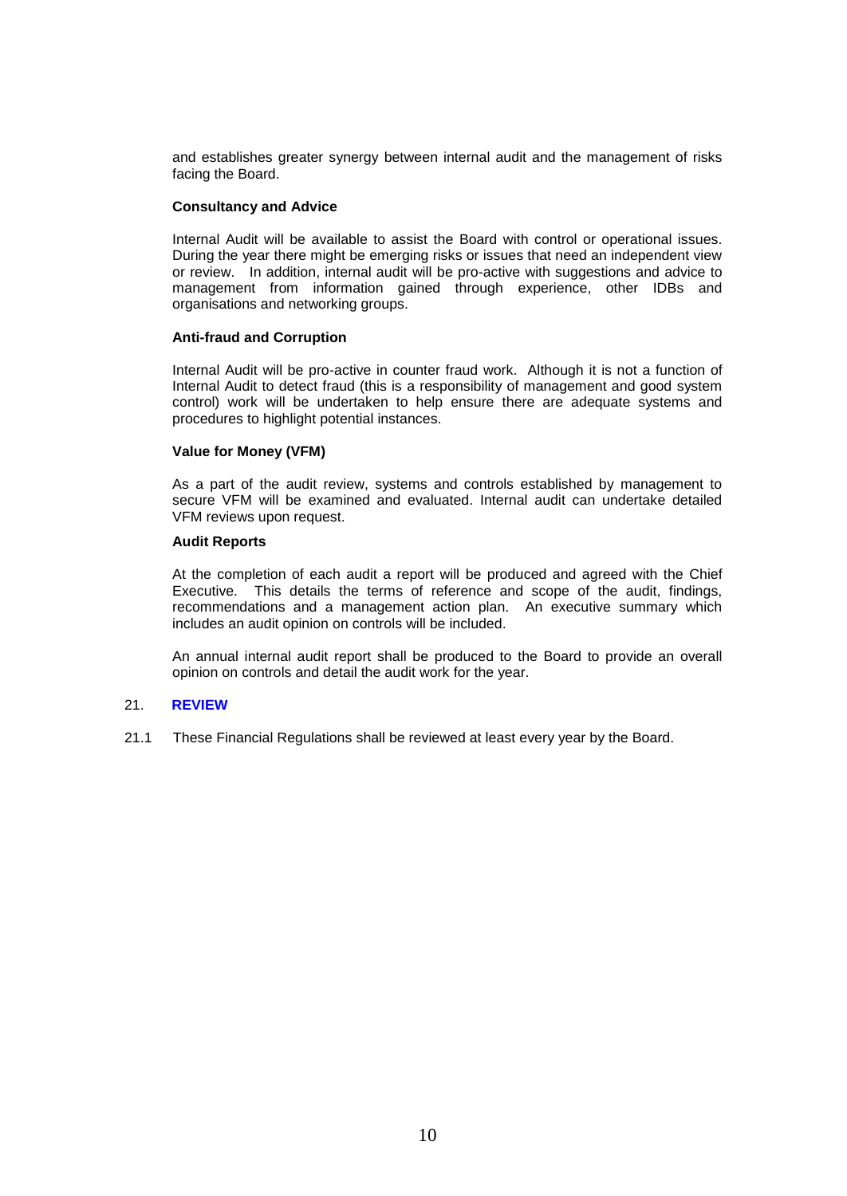and establishes greater synergy between internal audit and the management of risks facing the Board.

**Consultancy and Advice**

Internal Audit will be available to assist the Board with control or operational issues. During the year there might be emerging risks or issues that need an independent view or review. In addition, internal audit will be pro-active with suggestions and advice to management from information gained through experience, other IDBs and organisations and networking groups.

**Anti-fraud and Corruption**

Internal Audit will be pro-active in counter fraud work. Although it is not a function of Internal Audit to detect fraud (this is a responsibility of management and good system control) work will be undertaken to help ensure there are adequate systems and procedures to highlight potential instances.

**Value for Money (VFM)**

As a part of the audit review, systems and controls established by management to secure VFM will be examined and evaluated. Internal audit can undertake detailed VFM reviews upon request.

**Audit Reports**

At the completion of each audit a report will be produced and agreed with the Chief Executive. This details the terms of reference and scope of the audit, findings, recommendations and a management action plan. An executive summary which includes an audit opinion on controls will be included.

An annual internal audit report shall be produced to the Board to provide an overall opinion on controls and detail the audit work for the year.

## 21. REVIEW

21.1 These Financial Regulations shall be reviewed at least every year by the Board.